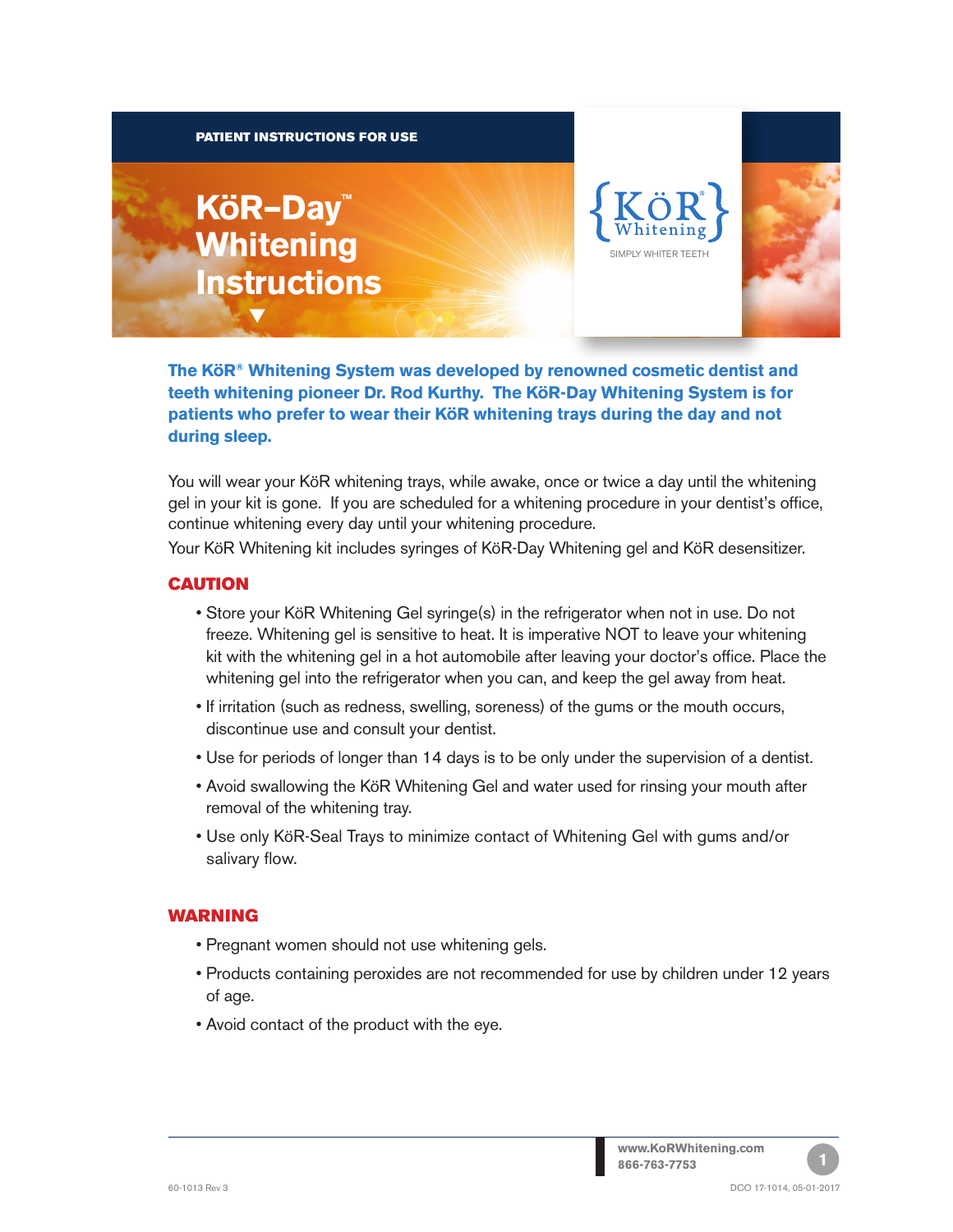PATIENT INSTRUCTIONS FOR USE

# KöR–Day™ Whitening Instructions

{KöR® Whitening}

SIMPLY WHITER TEETH

**The KöR® Whitening System was developed by renowned cosmetic dentist and teeth whitening pioneer Dr. Rod Kurthy. The KöR-Day Whitening System is for patients who prefer to wear their KöR whitening trays during the day and not during sleep.**

You will wear your KöR whitening trays, while awake, once or twice a day until the whitening gel in your kit is gone. If you are scheduled for a whitening procedure in your dentist's office, continue whitening every day until your whitening procedure.

Your KöR Whitening kit includes syringes of KöR-Day Whitening gel and KöR desensitizer.

## CAUTION

- Store your KöR Whitening Gel syringe(s) in the refrigerator when not in use. Do not freeze. Whitening gel is sensitive to heat. It is imperative NOT to leave your whitening kit with the whitening gel in a hot automobile after leaving your doctor's office. Place the whitening gel into the refrigerator when you can, and keep the gel away from heat.
- If irritation (such as redness, swelling, soreness) of the gums or the mouth occurs, discontinue use and consult your dentist.
- Use for periods of longer than 14 days is to be only under the supervision of a dentist.
- Avoid swallowing the KöR Whitening Gel and water used for rinsing your mouth after removal of the whitening tray.
- Use only KöR-Seal Trays to minimize contact of Whitening Gel with gums and/or salivary flow.

## WARNING

- Pregnant women should not use whitening gels.
- Products containing peroxides are not recommended for use by children under 12 years of age.
- Avoid contact of the product with the eye.

www.KoRWhitening.com
866-763-7753

60-1013 Rev 3

DCO 17-1014, 05-01-2017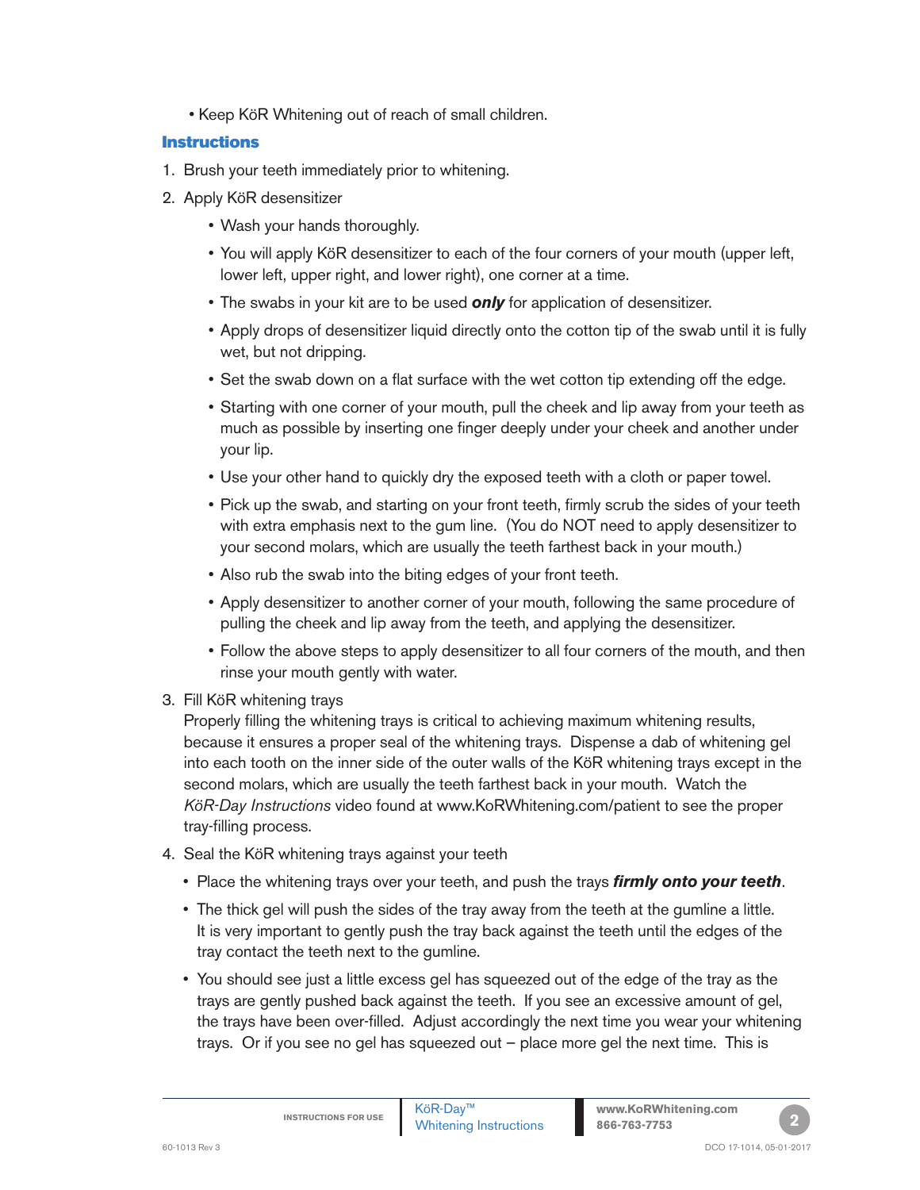- Keep KöR Whitening out of reach of small children.

## Instructions

1. Brush your teeth immediately prior to whitening.
2. Apply KöR desensitizer
   - Wash your hands thoroughly.
   - You will apply KöR desensitizer to each of the four corners of your mouth (upper left, lower left, upper right, and lower right), one corner at a time.
   - The swabs in your kit are to be used ***only*** for application of desensitizer.
   - Apply drops of desensitizer liquid directly onto the cotton tip of the swab until it is fully wet, but not dripping.
   - Set the swab down on a flat surface with the wet cotton tip extending off the edge.
   - Starting with one corner of your mouth, pull the cheek and lip away from your teeth as much as possible by inserting one finger deeply under your cheek and another under your lip.
   - Use your other hand to quickly dry the exposed teeth with a cloth or paper towel.
   - Pick up the swab, and starting on your front teeth, firmly scrub the sides of your teeth with extra emphasis next to the gum line. (You do NOT need to apply desensitizer to your second molars, which are usually the teeth farthest back in your mouth.)
   - Also rub the swab into the biting edges of your front teeth.
   - Apply desensitizer to another corner of your mouth, following the same procedure of pulling the cheek and lip away from the teeth, and applying the desensitizer.
   - Follow the above steps to apply desensitizer to all four corners of the mouth, and then rinse your mouth gently with water.
3. Fill KöR whitening trays
   Properly filling the whitening trays is critical to achieving maximum whitening results, because it ensures a proper seal of the whitening trays. Dispense a dab of whitening gel into each tooth on the inner side of the outer walls of the KöR whitening trays except in the second molars, which are usually the teeth farthest back in your mouth. Watch the *KöR-Day Instructions* video found at www.KoRWhitening.com/patient to see the proper tray-filling process.
4. Seal the KöR whitening trays against your teeth
   - Place the whitening trays over your teeth, and push the trays ***firmly onto your teeth***.
   - The thick gel will push the sides of the tray away from the teeth at the gumline a little. It is very important to gently push the tray back against the teeth until the edges of the tray contact the teeth next to the gumline.
   - You should see just a little excess gel has squeezed out of the edge of the tray as the trays are gently pushed back against the teeth. If you see an excessive amount of gel, the trays have been over-filled. Adjust accordingly the next time you wear your whitening trays. Or if you see no gel has squeezed out – place more gel the next time. This is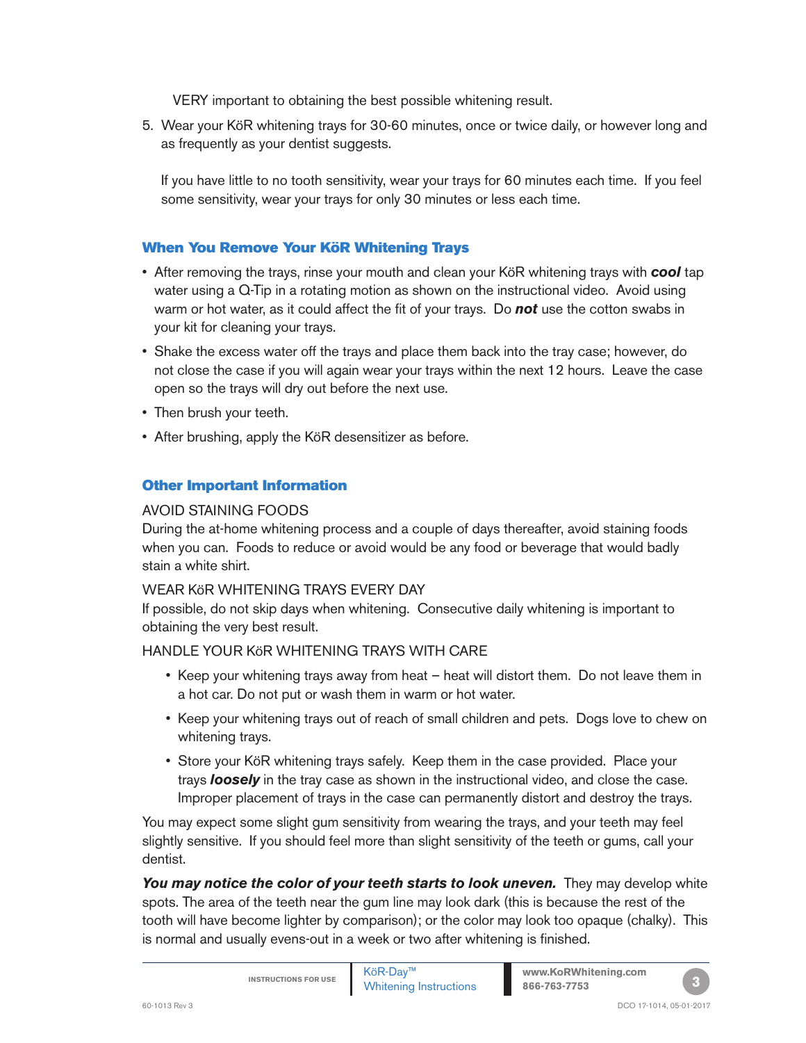VERY important to obtaining the best possible whitening result.

5. Wear your KöR whitening trays for 30-60 minutes, once or twice daily, or however long and as frequently as your dentist suggests.

   If you have little to no tooth sensitivity, wear your trays for 60 minutes each time. If you feel some sensitivity, wear your trays for only 30 minutes or less each time.

## When You Remove Your KöR Whitening Trays

- After removing the trays, rinse your mouth and clean your KöR whitening trays with ***cool*** tap water using a Q-Tip in a rotating motion as shown on the instructional video. Avoid using warm or hot water, as it could affect the fit of your trays. Do ***not*** use the cotton swabs in your kit for cleaning your trays.
- Shake the excess water off the trays and place them back into the tray case; however, do not close the case if you will again wear your trays within the next 12 hours. Leave the case open so the trays will dry out before the next use.
- Then brush your teeth.
- After brushing, apply the KöR desensitizer as before.

## Other Important Information

AVOID STAINING FOODS

During the at-home whitening process and a couple of days thereafter, avoid staining foods when you can. Foods to reduce or avoid would be any food or beverage that would badly stain a white shirt.

WEAR KöR WHITENING TRAYS EVERY DAY

If possible, do not skip days when whitening. Consecutive daily whitening is important to obtaining the very best result.

HANDLE YOUR KöR WHITENING TRAYS WITH CARE

- Keep your whitening trays away from heat – heat will distort them. Do not leave them in a hot car. Do not put or wash them in warm or hot water.
- Keep your whitening trays out of reach of small children and pets. Dogs love to chew on whitening trays.
- Store your KöR whitening trays safely. Keep them in the case provided. Place your trays ***loosely*** in the tray case as shown in the instructional video, and close the case. Improper placement of trays in the case can permanently distort and destroy the trays.

You may expect some slight gum sensitivity from wearing the trays, and your teeth may feel slightly sensitive. If you should feel more than slight sensitivity of the teeth or gums, call your dentist.

***You may notice the color of your teeth starts to look uneven.*** They may develop white spots. The area of the teeth near the gum line may look dark (this is because the rest of the tooth will have become lighter by comparison); or the color may look too opaque (chalky). This is normal and usually evens-out in a week or two after whitening is finished.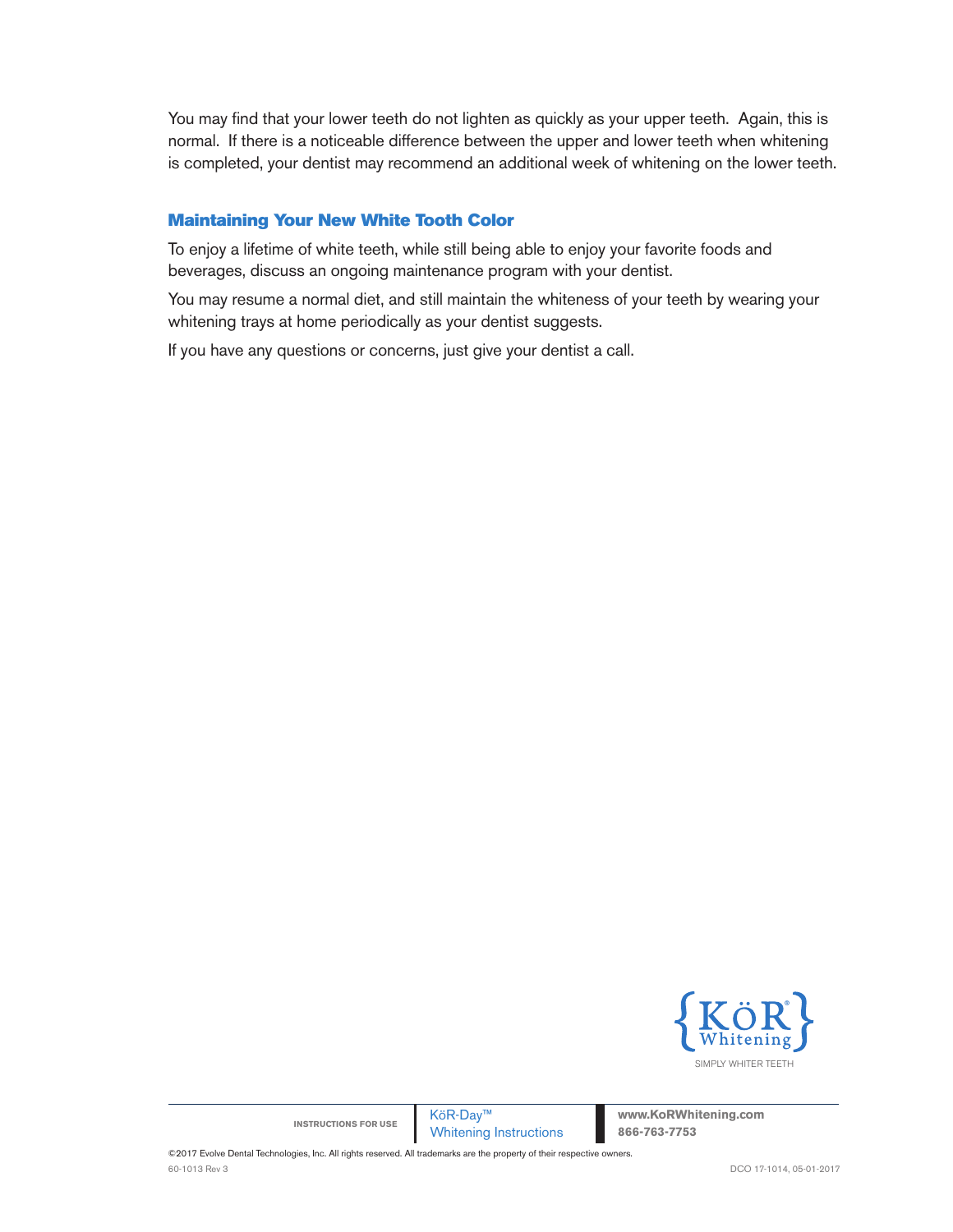You may find that your lower teeth do not lighten as quickly as your upper teeth. Again, this is normal. If there is a noticeable difference between the upper and lower teeth when whitening is completed, your dentist may recommend an additional week of whitening on the lower teeth.

### Maintaining Your New White Tooth Color

To enjoy a lifetime of white teeth, while still being able to enjoy your favorite foods and beverages, discuss an ongoing maintenance program with your dentist.

You may resume a normal diet, and still maintain the whiteness of your teeth by wearing your whitening trays at home periodically as your dentist suggests.

If you have any questions or concerns, just give your dentist a call.

{KöR® Whitening}

SIMPLY WHITER TEETH

INSTRUCTIONS FOR USE

KöR-Day™
Whitening Instructions

**www.KoRWhitening.com**
**866-763-7753**

©2017 Evolve Dental Technologies, Inc. All rights reserved. All trademarks are the property of their respective owners.

60-1013 Rev 3

DCO 17-1014, 05-01-2017